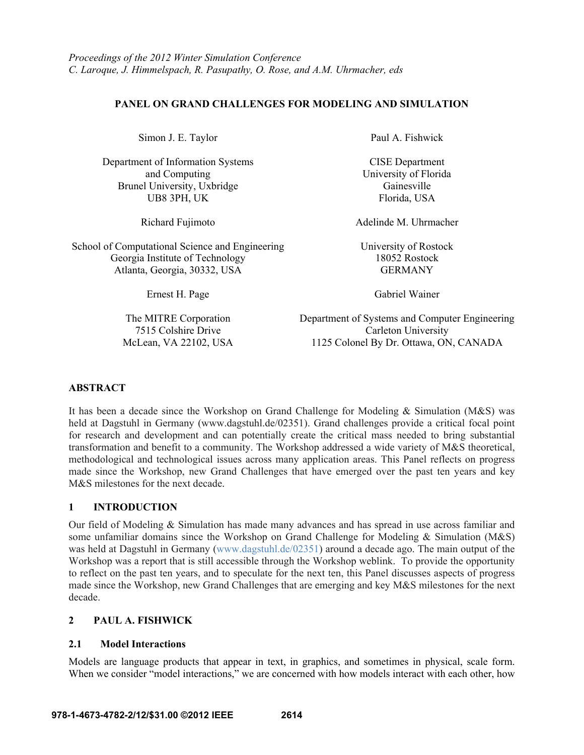*Proceedings of the 2012 Winter Simulation Conference*
*C. Laroque, J. Himmelspach, R. Pasupathy, O. Rose, and A.M. Uhrmacher, eds*

# PANEL ON GRAND CHALLENGES FOR MODELING AND SIMULATION

Simon J. E. Taylor

Department of Information Systems
and Computing
Brunel University, Uxbridge
UB8 3PH, UK

Paul A. Fishwick

CISE Department
University of Florida
Gainesville
Florida, USA

Richard Fujimoto

School of Computational Science and Engineering
Georgia Institute of Technology
Atlanta, Georgia, 30332, USA

Adelinde M. Uhrmacher

University of Rostock
18052 Rostock
GERMANY

Ernest H. Page

The MITRE Corporation
7515 Colshire Drive
McLean, VA 22102, USA

Gabriel Wainer

Department of Systems and Computer Engineering
Carleton University
1125 Colonel By Dr. Ottawa, ON, CANADA

## ABSTRACT

It has been a decade since the Workshop on Grand Challenge for Modeling & Simulation (M&S) was held at Dagstuhl in Germany (www.dagstuhl.de/02351). Grand challenges provide a critical focal point for research and development and can potentially create the critical mass needed to bring substantial transformation and benefit to a community. The Workshop addressed a wide variety of M&S theoretical, methodological and technological issues across many application areas. This Panel reflects on progress made since the Workshop, new Grand Challenges that have emerged over the past ten years and key M&S milestones for the next decade.

## 1 INTRODUCTION

Our field of Modeling & Simulation has made many advances and has spread in use across familiar and some unfamiliar domains since the Workshop on Grand Challenge for Modeling & Simulation (M&S) was held at Dagstuhl in Germany (www.dagstuhl.de/02351) around a decade ago. The main output of the Workshop was a report that is still accessible through the Workshop weblink. To provide the opportunity to reflect on the past ten years, and to speculate for the next ten, this Panel discusses aspects of progress made since the Workshop, new Grand Challenges that are emerging and key M&S milestones for the next decade.

## 2 PAUL A. FISHWICK

### 2.1 Model Interactions

Models are language products that appear in text, in graphics, and sometimes in physical, scale form. When we consider "model interactions," we are concerned with how models interact with each other, how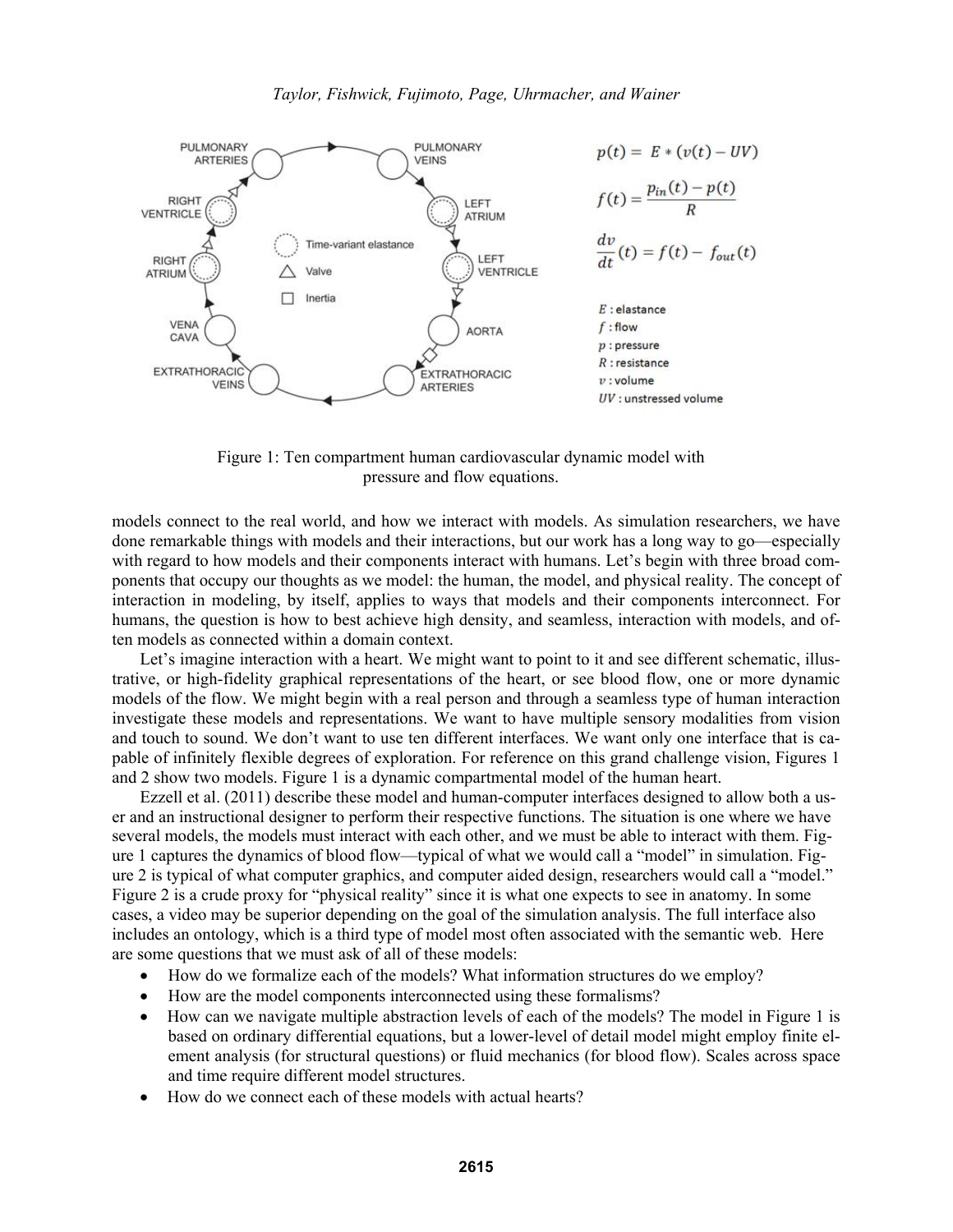$$p(t) = E * (v(t) - UV)$$

$$f(t) = \frac{p_{in}(t) - p(t)}{R}$$

$$\frac{dv}{dt}(t) = f(t) - f_{out}(t)$$

$E$ : elastance
$f$ : flow
$p$ : pressure
$R$ : resistance
$v$ : volume
$UV$ : unstressed volume

Figure 1: Ten compartment human cardiovascular dynamic model with pressure and flow equations.

models connect to the real world, and how we interact with models. As simulation researchers, we have done remarkable things with models and their interactions, but our work has a long way to go—especially with regard to how models and their components interact with humans. Let's begin with three broad components that occupy our thoughts as we model: the human, the model, and physical reality. The concept of interaction in modeling, by itself, applies to ways that models and their components interconnect. For humans, the question is how to best achieve high density, and seamless, interaction with models, and often models as connected within a domain context.

Let's imagine interaction with a heart. We might want to point to it and see different schematic, illustrative, or high-fidelity graphical representations of the heart, or see blood flow, one or more dynamic models of the flow. We might begin with a real person and through a seamless type of human interaction investigate these models and representations. We want to have multiple sensory modalities from vision and touch to sound. We don't want to use ten different interfaces. We want only one interface that is capable of infinitely flexible degrees of exploration. For reference on this grand challenge vision, Figures 1 and 2 show two models. Figure 1 is a dynamic compartmental model of the human heart.

Ezzell et al. (2011) describe these model and human-computer interfaces designed to allow both a user and an instructional designer to perform their respective functions. The situation is one where we have several models, the models must interact with each other, and we must be able to interact with them. Figure 1 captures the dynamics of blood flow—typical of what we would call a "model" in simulation. Figure 2 is typical of what computer graphics, and computer aided design, researchers would call a "model." Figure 2 is a crude proxy for "physical reality" since it is what one expects to see in anatomy. In some cases, a video may be superior depending on the goal of the simulation analysis. The full interface also includes an ontology, which is a third type of model most often associated with the semantic web. Here are some questions that we must ask of all of these models:

- How do we formalize each of the models? What information structures do we employ?
- How are the model components interconnected using these formalisms?
- How can we navigate multiple abstraction levels of each of the models? The model in Figure 1 is based on ordinary differential equations, but a lower-level of detail model might employ finite element analysis (for structural questions) or fluid mechanics (for blood flow). Scales across space and time require different model structures.
- How do we connect each of these models with actual hearts?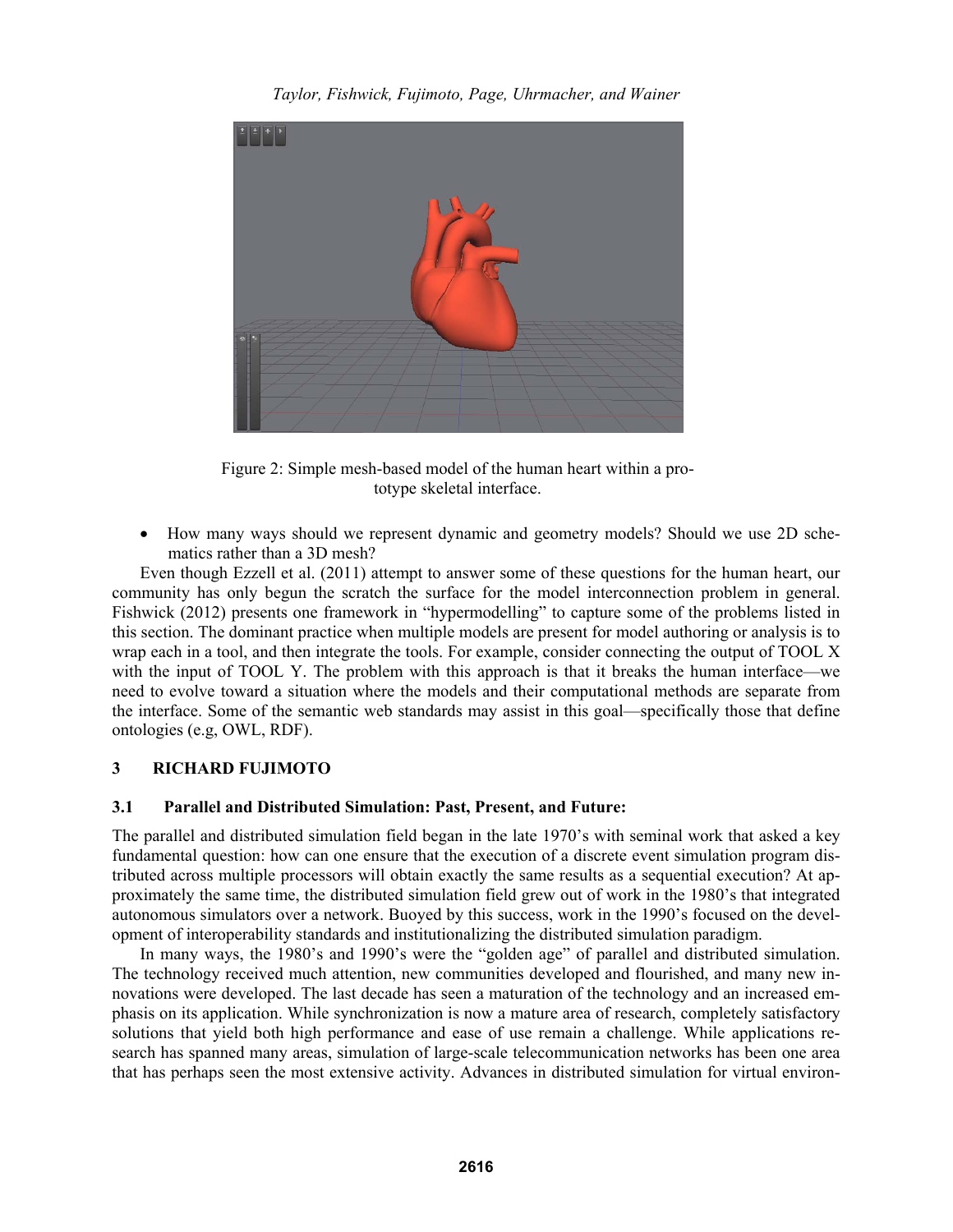Figure 2: Simple mesh-based model of the human heart within a prototype skeletal interface.

- How many ways should we represent dynamic and geometry models? Should we use 2D schematics rather than a 3D mesh?

Even though Ezzell et al. (2011) attempt to answer some of these questions for the human heart, our community has only begun the scratch the surface for the model interconnection problem in general. Fishwick (2012) presents one framework in "hypermodelling" to capture some of the problems listed in this section. The dominant practice when multiple models are present for model authoring or analysis is to wrap each in a tool, and then integrate the tools. For example, consider connecting the output of TOOL X with the input of TOOL Y. The problem with this approach is that it breaks the human interface—we need to evolve toward a situation where the models and their computational methods are separate from the interface. Some of the semantic web standards may assist in this goal—specifically those that define ontologies (e.g, OWL, RDF).

## 3 RICHARD FUJIMOTO

### 3.1 Parallel and Distributed Simulation: Past, Present, and Future:

The parallel and distributed simulation field began in the late 1970's with seminal work that asked a key fundamental question: how can one ensure that the execution of a discrete event simulation program distributed across multiple processors will obtain exactly the same results as a sequential execution? At approximately the same time, the distributed simulation field grew out of work in the 1980's that integrated autonomous simulators over a network. Buoyed by this success, work in the 1990's focused on the development of interoperability standards and institutionalizing the distributed simulation paradigm.

In many ways, the 1980's and 1990's were the "golden age" of parallel and distributed simulation. The technology received much attention, new communities developed and flourished, and many new innovations were developed. The last decade has seen a maturation of the technology and an increased emphasis on its application. While synchronization is now a mature area of research, completely satisfactory solutions that yield both high performance and ease of use remain a challenge. While applications research has spanned many areas, simulation of large-scale telecommunication networks has been one area that has perhaps seen the most extensive activity. Advances in distributed simulation for virtual environ-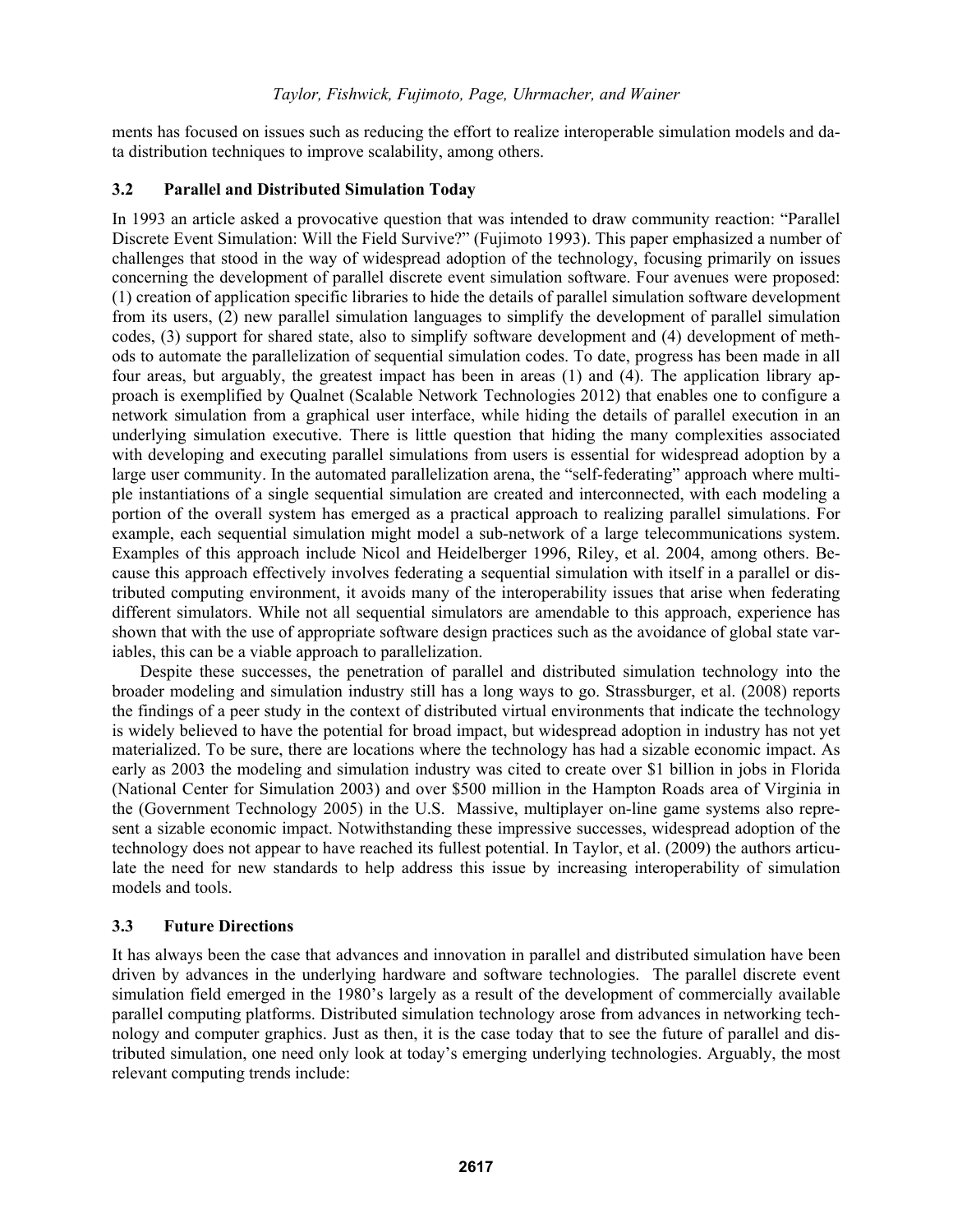ments has focused on issues such as reducing the effort to realize interoperable simulation models and data distribution techniques to improve scalability, among others.

### 3.2 Parallel and Distributed Simulation Today

In 1993 an article asked a provocative question that was intended to draw community reaction: "Parallel Discrete Event Simulation: Will the Field Survive?" (Fujimoto 1993). This paper emphasized a number of challenges that stood in the way of widespread adoption of the technology, focusing primarily on issues concerning the development of parallel discrete event simulation software. Four avenues were proposed: (1) creation of application specific libraries to hide the details of parallel simulation software development from its users, (2) new parallel simulation languages to simplify the development of parallel simulation codes, (3) support for shared state, also to simplify software development and (4) development of methods to automate the parallelization of sequential simulation codes. To date, progress has been made in all four areas, but arguably, the greatest impact has been in areas (1) and (4). The application library approach is exemplified by Qualnet (Scalable Network Technologies 2012) that enables one to configure a network simulation from a graphical user interface, while hiding the details of parallel execution in an underlying simulation executive. There is little question that hiding the many complexities associated with developing and executing parallel simulations from users is essential for widespread adoption by a large user community. In the automated parallelization arena, the "self-federating" approach where multiple instantiations of a single sequential simulation are created and interconnected, with each modeling a portion of the overall system has emerged as a practical approach to realizing parallel simulations. For example, each sequential simulation might model a sub-network of a large telecommunications system. Examples of this approach include Nicol and Heidelberger 1996, Riley, et al. 2004, among others. Because this approach effectively involves federating a sequential simulation with itself in a parallel or distributed computing environment, it avoids many of the interoperability issues that arise when federating different simulators. While not all sequential simulators are amendable to this approach, experience has shown that with the use of appropriate software design practices such as the avoidance of global state variables, this can be a viable approach to parallelization.

Despite these successes, the penetration of parallel and distributed simulation technology into the broader modeling and simulation industry still has a long ways to go. Strassburger, et al. (2008) reports the findings of a peer study in the context of distributed virtual environments that indicate the technology is widely believed to have the potential for broad impact, but widespread adoption in industry has not yet materialized. To be sure, there are locations where the technology has had a sizable economic impact. As early as 2003 the modeling and simulation industry was cited to create over \$1 billion in jobs in Florida (National Center for Simulation 2003) and over \$500 million in the Hampton Roads area of Virginia in the (Government Technology 2005) in the U.S. Massive, multiplayer on-line game systems also represent a sizable economic impact. Notwithstanding these impressive successes, widespread adoption of the technology does not appear to have reached its fullest potential. In Taylor, et al. (2009) the authors articulate the need for new standards to help address this issue by increasing interoperability of simulation models and tools.

### 3.3 Future Directions

It has always been the case that advances and innovation in parallel and distributed simulation have been driven by advances in the underlying hardware and software technologies. The parallel discrete event simulation field emerged in the 1980's largely as a result of the development of commercially available parallel computing platforms. Distributed simulation technology arose from advances in networking technology and computer graphics. Just as then, it is the case today that to see the future of parallel and distributed simulation, one need only look at today's emerging underlying technologies. Arguably, the most relevant computing trends include: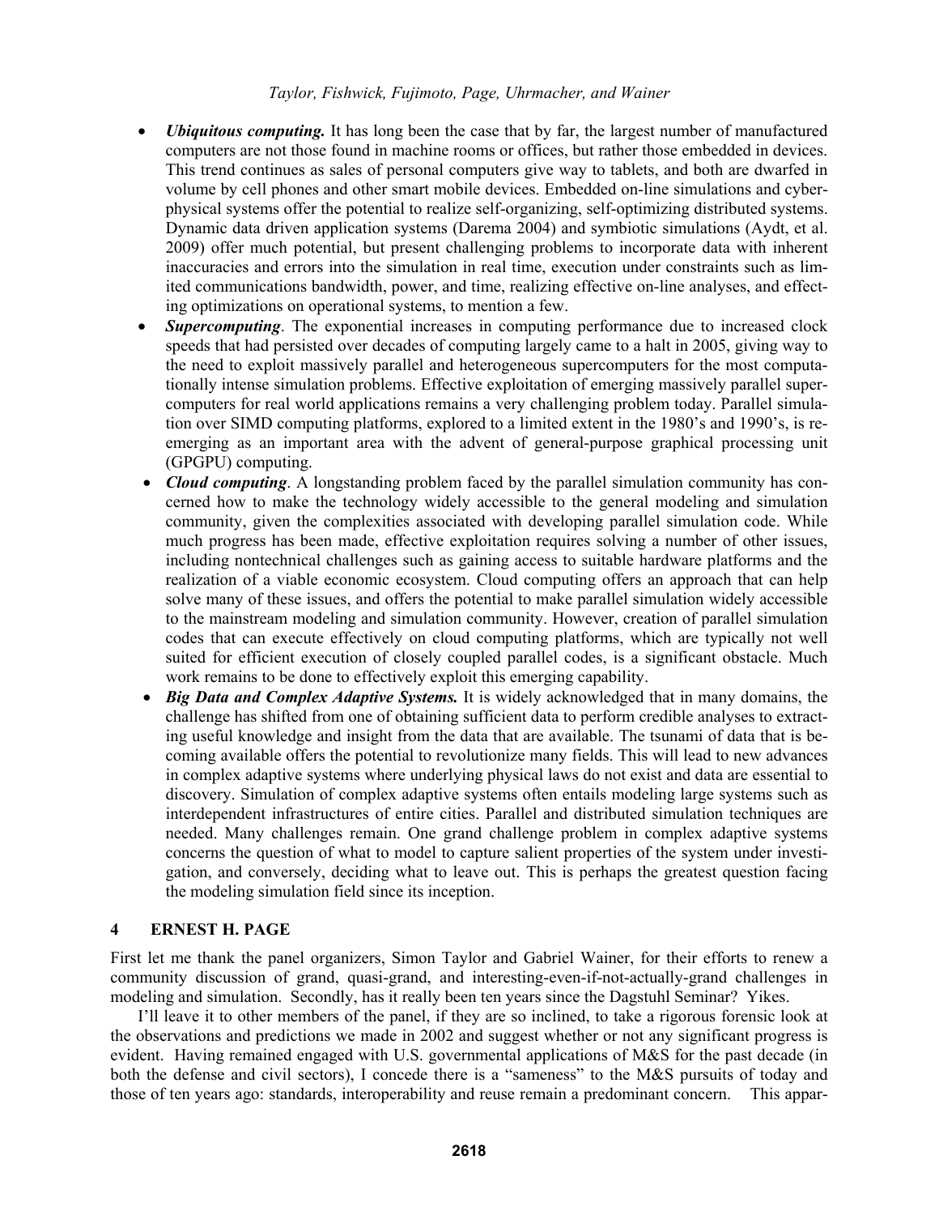- ***Ubiquitous computing.*** It has long been the case that by far, the largest number of manufactured computers are not those found in machine rooms or offices, but rather those embedded in devices. This trend continues as sales of personal computers give way to tablets, and both are dwarfed in volume by cell phones and other smart mobile devices. Embedded on-line simulations and cyber-physical systems offer the potential to realize self-organizing, self-optimizing distributed systems. Dynamic data driven application systems (Darema 2004) and symbiotic simulations (Aydt, et al. 2009) offer much potential, but present challenging problems to incorporate data with inherent inaccuracies and errors into the simulation in real time, execution under constraints such as limited communications bandwidth, power, and time, realizing effective on-line analyses, and effecting optimizations on operational systems, to mention a few.
- ***Supercomputing***. The exponential increases in computing performance due to increased clock speeds that had persisted over decades of computing largely came to a halt in 2005, giving way to the need to exploit massively parallel and heterogeneous supercomputers for the most computationally intense simulation problems. Effective exploitation of emerging massively parallel supercomputers for real world applications remains a very challenging problem today. Parallel simulation over SIMD computing platforms, explored to a limited extent in the 1980's and 1990's, is re-emerging as an important area with the advent of general-purpose graphical processing unit (GPGPU) computing.
- ***Cloud computing***. A longstanding problem faced by the parallel simulation community has concerned how to make the technology widely accessible to the general modeling and simulation community, given the complexities associated with developing parallel simulation code. While much progress has been made, effective exploitation requires solving a number of other issues, including nontechnical challenges such as gaining access to suitable hardware platforms and the realization of a viable economic ecosystem. Cloud computing offers an approach that can help solve many of these issues, and offers the potential to make parallel simulation widely accessible to the mainstream modeling and simulation community. However, creation of parallel simulation codes that can execute effectively on cloud computing platforms, which are typically not well suited for efficient execution of closely coupled parallel codes, is a significant obstacle. Much work remains to be done to effectively exploit this emerging capability.
- ***Big Data and Complex Adaptive Systems.*** It is widely acknowledged that in many domains, the challenge has shifted from one of obtaining sufficient data to perform credible analyses to extracting useful knowledge and insight from the data that are available. The tsunami of data that is becoming available offers the potential to revolutionize many fields. This will lead to new advances in complex adaptive systems where underlying physical laws do not exist and data are essential to discovery. Simulation of complex adaptive systems often entails modeling large systems such as interdependent infrastructures of entire cities. Parallel and distributed simulation techniques are needed. Many challenges remain. One grand challenge problem in complex adaptive systems concerns the question of what to model to capture salient properties of the system under investigation, and conversely, deciding what to leave out. This is perhaps the greatest question facing the modeling simulation field since its inception.

## 4 ERNEST H. PAGE

First let me thank the panel organizers, Simon Taylor and Gabriel Wainer, for their efforts to renew a community discussion of grand, quasi-grand, and interesting-even-if-not-actually-grand challenges in modeling and simulation. Secondly, has it really been ten years since the Dagstuhl Seminar? Yikes.

I'll leave it to other members of the panel, if they are so inclined, to take a rigorous forensic look at the observations and predictions we made in 2002 and suggest whether or not any significant progress is evident. Having remained engaged with U.S. governmental applications of M&S for the past decade (in both the defense and civil sectors), I concede there is a "sameness" to the M&S pursuits of today and those of ten years ago: standards, interoperability and reuse remain a predominant concern. This appar-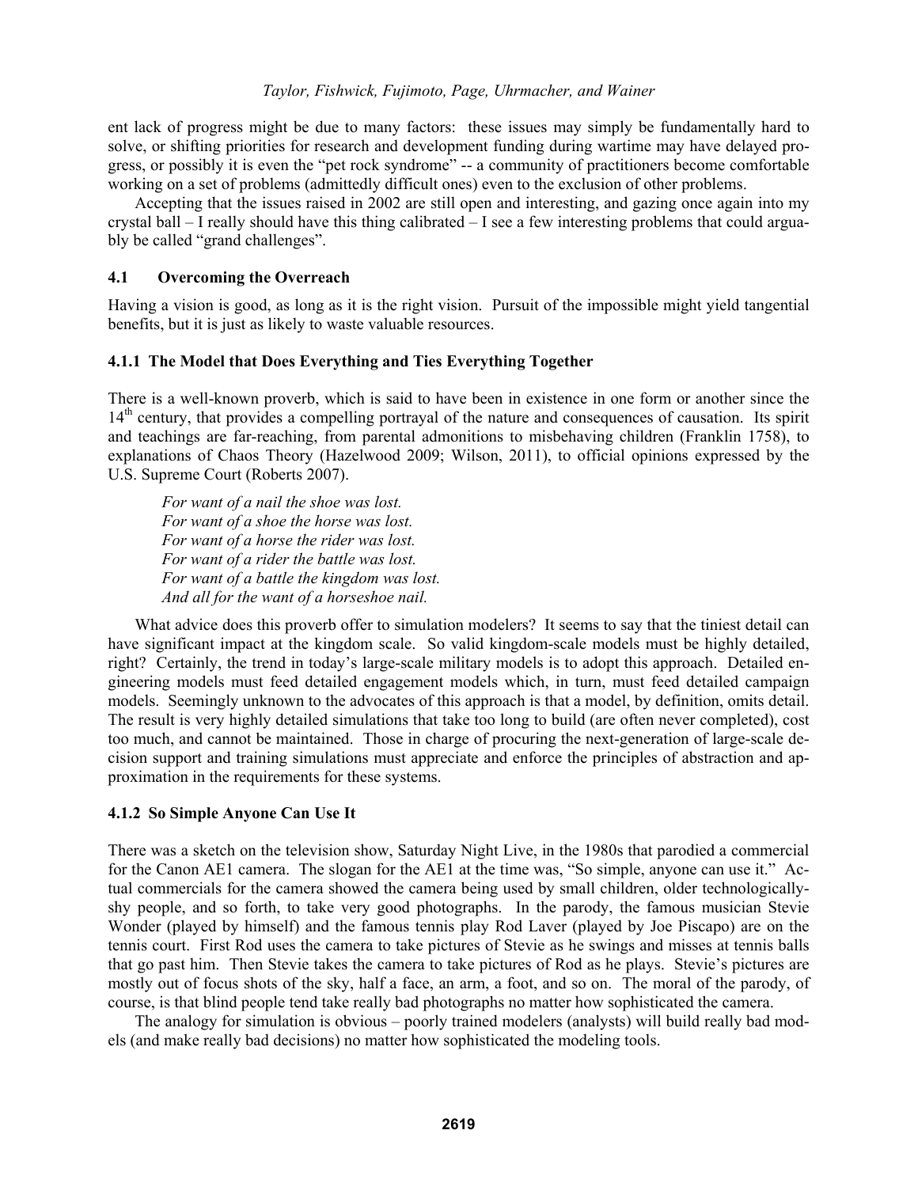ent lack of progress might be due to many factors: these issues may simply be fundamentally hard to solve, or shifting priorities for research and development funding during wartime may have delayed progress, or possibly it is even the "pet rock syndrome" -- a community of practitioners become comfortable working on a set of problems (admittedly difficult ones) even to the exclusion of other problems.

Accepting that the issues raised in 2002 are still open and interesting, and gazing once again into my crystal ball – I really should have this thing calibrated – I see a few interesting problems that could arguably be called "grand challenges".

### 4.1 Overcoming the Overreach

Having a vision is good, as long as it is the right vision. Pursuit of the impossible might yield tangential benefits, but it is just as likely to waste valuable resources.

#### 4.1.1 The Model that Does Everything and Ties Everything Together

There is a well-known proverb, which is said to have been in existence in one form or another since the 14th century, that provides a compelling portrayal of the nature and consequences of causation. Its spirit and teachings are far-reaching, from parental admonitions to misbehaving children (Franklin 1758), to explanations of Chaos Theory (Hazelwood 2009; Wilson, 2011), to official opinions expressed by the U.S. Supreme Court (Roberts 2007).

*For want of a nail the shoe was lost.*
*For want of a shoe the horse was lost.*
*For want of a horse the rider was lost.*
*For want of a rider the battle was lost.*
*For want of a battle the kingdom was lost.*
*And all for the want of a horseshoe nail.*

What advice does this proverb offer to simulation modelers? It seems to say that the tiniest detail can have significant impact at the kingdom scale. So valid kingdom-scale models must be highly detailed, right? Certainly, the trend in today's large-scale military models is to adopt this approach. Detailed engineering models must feed detailed engagement models which, in turn, must feed detailed campaign models. Seemingly unknown to the advocates of this approach is that a model, by definition, omits detail. The result is very highly detailed simulations that take too long to build (are often never completed), cost too much, and cannot be maintained. Those in charge of procuring the next-generation of large-scale decision support and training simulations must appreciate and enforce the principles of abstraction and approximation in the requirements for these systems.

#### 4.1.2 So Simple Anyone Can Use It

There was a sketch on the television show, Saturday Night Live, in the 1980s that parodied a commercial for the Canon AE1 camera. The slogan for the AE1 at the time was, "So simple, anyone can use it." Actual commercials for the camera showed the camera being used by small children, older technologically-shy people, and so forth, to take very good photographs. In the parody, the famous musician Stevie Wonder (played by himself) and the famous tennis play Rod Laver (played by Joe Piscapo) are on the tennis court. First Rod uses the camera to take pictures of Stevie as he swings and misses at tennis balls that go past him. Then Stevie takes the camera to take pictures of Rod as he plays. Stevie's pictures are mostly out of focus shots of the sky, half a face, an arm, a foot, and so on. The moral of the parody, of course, is that blind people tend take really bad photographs no matter how sophisticated the camera.

The analogy for simulation is obvious – poorly trained modelers (analysts) will build really bad models (and make really bad decisions) no matter how sophisticated the modeling tools.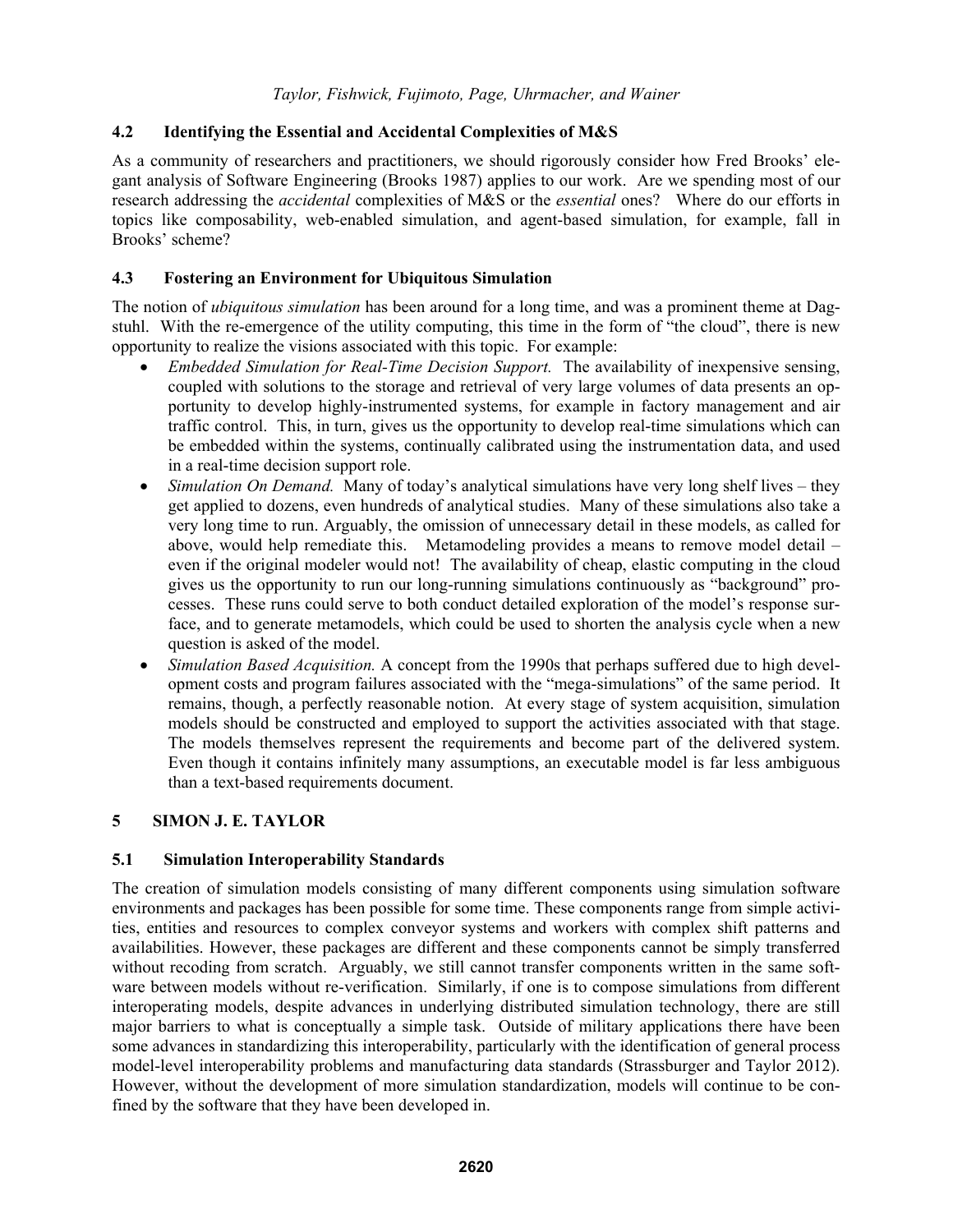### 4.2 Identifying the Essential and Accidental Complexities of M&S

As a community of researchers and practitioners, we should rigorously consider how Fred Brooks' elegant analysis of Software Engineering (Brooks 1987) applies to our work. Are we spending most of our research addressing the *accidental* complexities of M&S or the *essential* ones? Where do our efforts in topics like composability, web-enabled simulation, and agent-based simulation, for example, fall in Brooks' scheme?

### 4.3 Fostering an Environment for Ubiquitous Simulation

The notion of *ubiquitous simulation* has been around for a long time, and was a prominent theme at Dagstuhl. With the re-emergence of the utility computing, this time in the form of "the cloud", there is new opportunity to realize the visions associated with this topic. For example:

- *Embedded Simulation for Real-Time Decision Support.* The availability of inexpensive sensing, coupled with solutions to the storage and retrieval of very large volumes of data presents an opportunity to develop highly-instrumented systems, for example in factory management and air traffic control. This, in turn, gives us the opportunity to develop real-time simulations which can be embedded within the systems, continually calibrated using the instrumentation data, and used in a real-time decision support role.
- *Simulation On Demand.* Many of today's analytical simulations have very long shelf lives – they get applied to dozens, even hundreds of analytical studies. Many of these simulations also take a very long time to run. Arguably, the omission of unnecessary detail in these models, as called for above, would help remediate this. Metamodeling provides a means to remove model detail – even if the original modeler would not! The availability of cheap, elastic computing in the cloud gives us the opportunity to run our long-running simulations continuously as "background" processes. These runs could serve to both conduct detailed exploration of the model's response surface, and to generate metamodels, which could be used to shorten the analysis cycle when a new question is asked of the model.
- *Simulation Based Acquisition.* A concept from the 1990s that perhaps suffered due to high development costs and program failures associated with the "mega-simulations" of the same period. It remains, though, a perfectly reasonable notion. At every stage of system acquisition, simulation models should be constructed and employed to support the activities associated with that stage. The models themselves represent the requirements and become part of the delivered system. Even though it contains infinitely many assumptions, an executable model is far less ambiguous than a text-based requirements document.

## 5 SIMON J. E. TAYLOR

### 5.1 Simulation Interoperability Standards

The creation of simulation models consisting of many different components using simulation software environments and packages has been possible for some time. These components range from simple activities, entities and resources to complex conveyor systems and workers with complex shift patterns and availabilities. However, these packages are different and these components cannot be simply transferred without recoding from scratch. Arguably, we still cannot transfer components written in the same software between models without re-verification. Similarly, if one is to compose simulations from different interoperating models, despite advances in underlying distributed simulation technology, there are still major barriers to what is conceptually a simple task. Outside of military applications there have been some advances in standardizing this interoperability, particularly with the identification of general process model-level interoperability problems and manufacturing data standards (Strassburger and Taylor 2012). However, without the development of more simulation standardization, models will continue to be confined by the software that they have been developed in.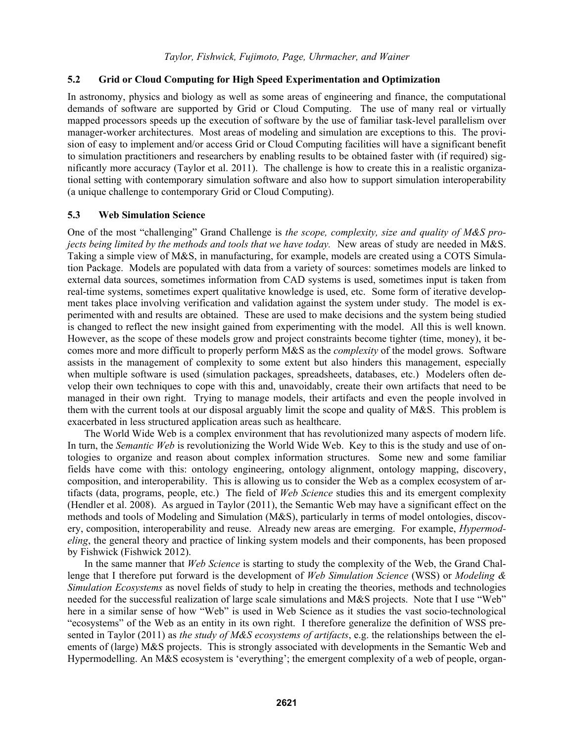### 5.2 Grid or Cloud Computing for High Speed Experimentation and Optimization

In astronomy, physics and biology as well as some areas of engineering and finance, the computational demands of software are supported by Grid or Cloud Computing. The use of many real or virtually mapped processors speeds up the execution of software by the use of familiar task-level parallelism over manager-worker architectures. Most areas of modeling and simulation are exceptions to this. The provision of easy to implement and/or access Grid or Cloud Computing facilities will have a significant benefit to simulation practitioners and researchers by enabling results to be obtained faster with (if required) significantly more accuracy (Taylor et al. 2011). The challenge is how to create this in a realistic organizational setting with contemporary simulation software and also how to support simulation interoperability (a unique challenge to contemporary Grid or Cloud Computing).

### 5.3 Web Simulation Science

One of the most "challenging" Grand Challenge is *the scope, complexity, size and quality of M&S projects being limited by the methods and tools that we have today.* New areas of study are needed in M&S. Taking a simple view of M&S, in manufacturing, for example, models are created using a COTS Simulation Package. Models are populated with data from a variety of sources: sometimes models are linked to external data sources, sometimes information from CAD systems is used, sometimes input is taken from real-time systems, sometimes expert qualitative knowledge is used, etc. Some form of iterative development takes place involving verification and validation against the system under study. The model is experimented with and results are obtained. These are used to make decisions and the system being studied is changed to reflect the new insight gained from experimenting with the model. All this is well known. However, as the scope of these models grow and project constraints become tighter (time, money), it becomes more and more difficult to properly perform M&S as the *complexity* of the model grows. Software assists in the management of complexity to some extent but also hinders this management, especially when multiple software is used (simulation packages, spreadsheets, databases, etc.) Modelers often develop their own techniques to cope with this and, unavoidably, create their own artifacts that need to be managed in their own right. Trying to manage models, their artifacts and even the people involved in them with the current tools at our disposal arguably limit the scope and quality of M&S. This problem is exacerbated in less structured application areas such as healthcare.

The World Wide Web is a complex environment that has revolutionized many aspects of modern life. In turn, the *Semantic Web* is revolutionizing the World Wide Web. Key to this is the study and use of ontologies to organize and reason about complex information structures. Some new and some familiar fields have come with this: ontology engineering, ontology alignment, ontology mapping, discovery, composition, and interoperability. This is allowing us to consider the Web as a complex ecosystem of artifacts (data, programs, people, etc.) The field of *Web Science* studies this and its emergent complexity (Hendler et al. 2008). As argued in Taylor (2011), the Semantic Web may have a significant effect on the methods and tools of Modeling and Simulation (M&S), particularly in terms of model ontologies, discovery, composition, interoperability and reuse. Already new areas are emerging. For example, *Hypermodeling*, the general theory and practice of linking system models and their components, has been proposed by Fishwick (Fishwick 2012).

In the same manner that *Web Science* is starting to study the complexity of the Web, the Grand Challenge that I therefore put forward is the development of *Web Simulation Science* (WSS) or *Modeling & Simulation Ecosystems* as novel fields of study to help in creating the theories, methods and technologies needed for the successful realization of large scale simulations and M&S projects. Note that I use "Web" here in a similar sense of how "Web" is used in Web Science as it studies the vast socio-technological "ecosystems" of the Web as an entity in its own right. I therefore generalize the definition of WSS presented in Taylor (2011) as *the study of M&S ecosystems of artifacts*, e.g. the relationships between the elements of (large) M&S projects. This is strongly associated with developments in the Semantic Web and Hypermodelling. An M&S ecosystem is 'everything'; the emergent complexity of a web of people, organ-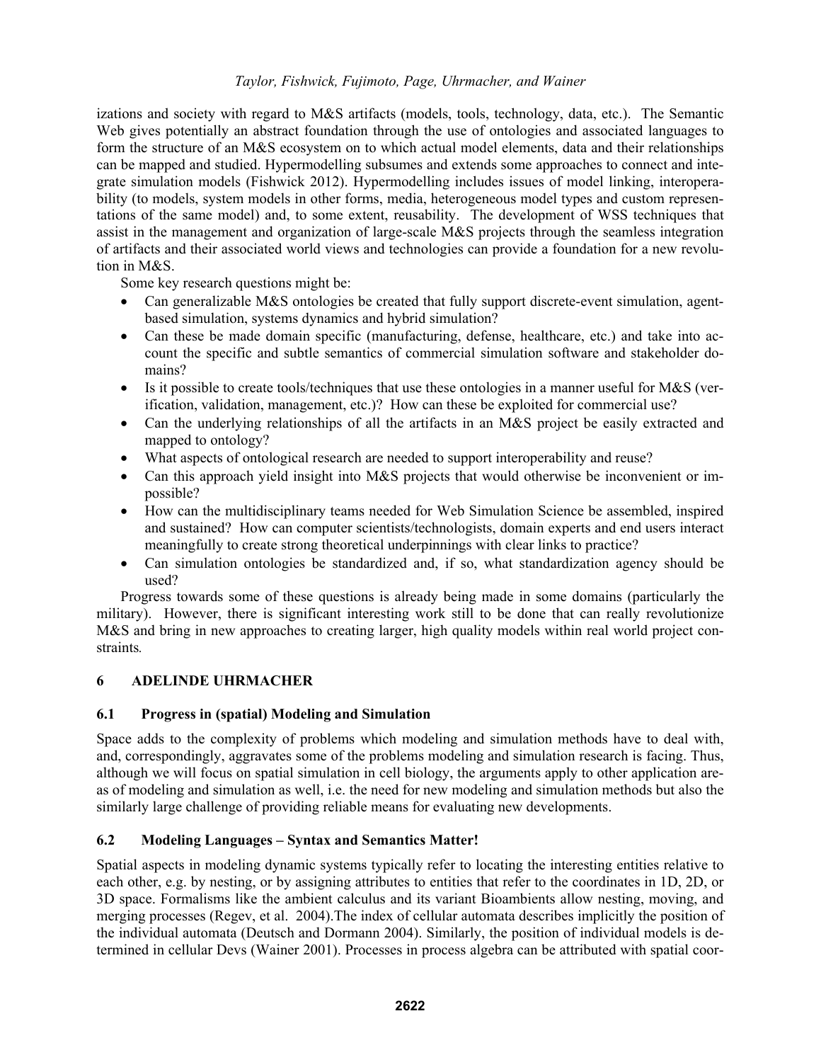izations and society with regard to M&S artifacts (models, tools, technology, data, etc.). The Semantic Web gives potentially an abstract foundation through the use of ontologies and associated languages to form the structure of an M&S ecosystem on to which actual model elements, data and their relationships can be mapped and studied. Hypermodelling subsumes and extends some approaches to connect and integrate simulation models (Fishwick 2012). Hypermodelling includes issues of model linking, interoperability (to models, system models in other forms, media, heterogeneous model types and custom representations of the same model) and, to some extent, reusability. The development of WSS techniques that assist in the management and organization of large-scale M&S projects through the seamless integration of artifacts and their associated world views and technologies can provide a foundation for a new revolution in M&S.

Some key research questions might be:

- Can generalizable M&S ontologies be created that fully support discrete-event simulation, agent-based simulation, systems dynamics and hybrid simulation?
- Can these be made domain specific (manufacturing, defense, healthcare, etc.) and take into account the specific and subtle semantics of commercial simulation software and stakeholder domains?
- Is it possible to create tools/techniques that use these ontologies in a manner useful for M&S (verification, validation, management, etc.)? How can these be exploited for commercial use?
- Can the underlying relationships of all the artifacts in an M&S project be easily extracted and mapped to ontology?
- What aspects of ontological research are needed to support interoperability and reuse?
- Can this approach yield insight into M&S projects that would otherwise be inconvenient or impossible?
- How can the multidisciplinary teams needed for Web Simulation Science be assembled, inspired and sustained? How can computer scientists/technologists, domain experts and end users interact meaningfully to create strong theoretical underpinnings with clear links to practice?
- Can simulation ontologies be standardized and, if so, what standardization agency should be used?

Progress towards some of these questions is already being made in some domains (particularly the military). However, there is significant interesting work still to be done that can really revolutionize M&S and bring in new approaches to creating larger, high quality models within real world project constraints.

# 6 ADELINDE UHRMACHER

## 6.1 Progress in (spatial) Modeling and Simulation

Space adds to the complexity of problems which modeling and simulation methods have to deal with, and, correspondingly, aggravates some of the problems modeling and simulation research is facing. Thus, although we will focus on spatial simulation in cell biology, the arguments apply to other application areas of modeling and simulation as well, i.e. the need for new modeling and simulation methods but also the similarly large challenge of providing reliable means for evaluating new developments.

## 6.2 Modeling Languages – Syntax and Semantics Matter!

Spatial aspects in modeling dynamic systems typically refer to locating the interesting entities relative to each other, e.g. by nesting, or by assigning attributes to entities that refer to the coordinates in 1D, 2D, or 3D space. Formalisms like the ambient calculus and its variant Bioambients allow nesting, moving, and merging processes (Regev, et al. 2004).The index of cellular automata describes implicitly the position of the individual automata (Deutsch and Dormann 2004). Similarly, the position of individual models is determined in cellular Devs (Wainer 2001). Processes in process algebra can be attributed with spatial coor-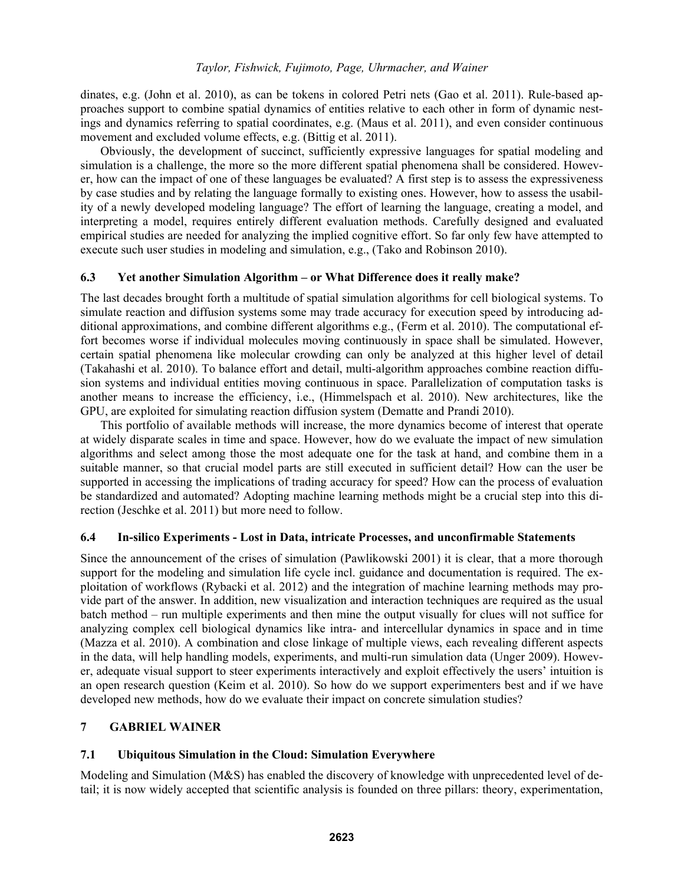dinates, e.g. (John et al. 2010), as can be tokens in colored Petri nets (Gao et al. 2011). Rule-based approaches support to combine spatial dynamics of entities relative to each other in form of dynamic nestings and dynamics referring to spatial coordinates, e.g. (Maus et al. 2011), and even consider continuous movement and excluded volume effects, e.g. (Bittig et al. 2011).

Obviously, the development of succinct, sufficiently expressive languages for spatial modeling and simulation is a challenge, the more so the more different spatial phenomena shall be considered. However, how can the impact of one of these languages be evaluated? A first step is to assess the expressiveness by case studies and by relating the language formally to existing ones. However, how to assess the usability of a newly developed modeling language? The effort of learning the language, creating a model, and interpreting a model, requires entirely different evaluation methods. Carefully designed and evaluated empirical studies are needed for analyzing the implied cognitive effort. So far only few have attempted to execute such user studies in modeling and simulation, e.g., (Tako and Robinson 2010).

### 6.3 Yet another Simulation Algorithm – or What Difference does it really make?

The last decades brought forth a multitude of spatial simulation algorithms for cell biological systems. To simulate reaction and diffusion systems some may trade accuracy for execution speed by introducing additional approximations, and combine different algorithms e.g., (Ferm et al. 2010). The computational effort becomes worse if individual molecules moving continuously in space shall be simulated. However, certain spatial phenomena like molecular crowding can only be analyzed at this higher level of detail (Takahashi et al. 2010). To balance effort and detail, multi-algorithm approaches combine reaction diffusion systems and individual entities moving continuous in space. Parallelization of computation tasks is another means to increase the efficiency, i.e., (Himmelspach et al. 2010). New architectures, like the GPU, are exploited for simulating reaction diffusion system (Dematte and Prandi 2010).

This portfolio of available methods will increase, the more dynamics become of interest that operate at widely disparate scales in time and space. However, how do we evaluate the impact of new simulation algorithms and select among those the most adequate one for the task at hand, and combine them in a suitable manner, so that crucial model parts are still executed in sufficient detail? How can the user be supported in accessing the implications of trading accuracy for speed? How can the process of evaluation be standardized and automated? Adopting machine learning methods might be a crucial step into this direction (Jeschke et al. 2011) but more need to follow.

### 6.4 In-silico Experiments - Lost in Data, intricate Processes, and unconfirmable Statements

Since the announcement of the crises of simulation (Pawlikowski 2001) it is clear, that a more thorough support for the modeling and simulation life cycle incl. guidance and documentation is required. The exploitation of workflows (Rybacki et al. 2012) and the integration of machine learning methods may provide part of the answer. In addition, new visualization and interaction techniques are required as the usual batch method – run multiple experiments and then mine the output visually for clues will not suffice for analyzing complex cell biological dynamics like intra- and intercellular dynamics in space and in time (Mazza et al. 2010). A combination and close linkage of multiple views, each revealing different aspects in the data, will help handling models, experiments, and multi-run simulation data (Unger 2009). However, adequate visual support to steer experiments interactively and exploit effectively the users' intuition is an open research question (Keim et al. 2010). So how do we support experimenters best and if we have developed new methods, how do we evaluate their impact on concrete simulation studies?

## 7 GABRIEL WAINER

### 7.1 Ubiquitous Simulation in the Cloud: Simulation Everywhere

Modeling and Simulation (M&S) has enabled the discovery of knowledge with unprecedented level of detail; it is now widely accepted that scientific analysis is founded on three pillars: theory, experimentation,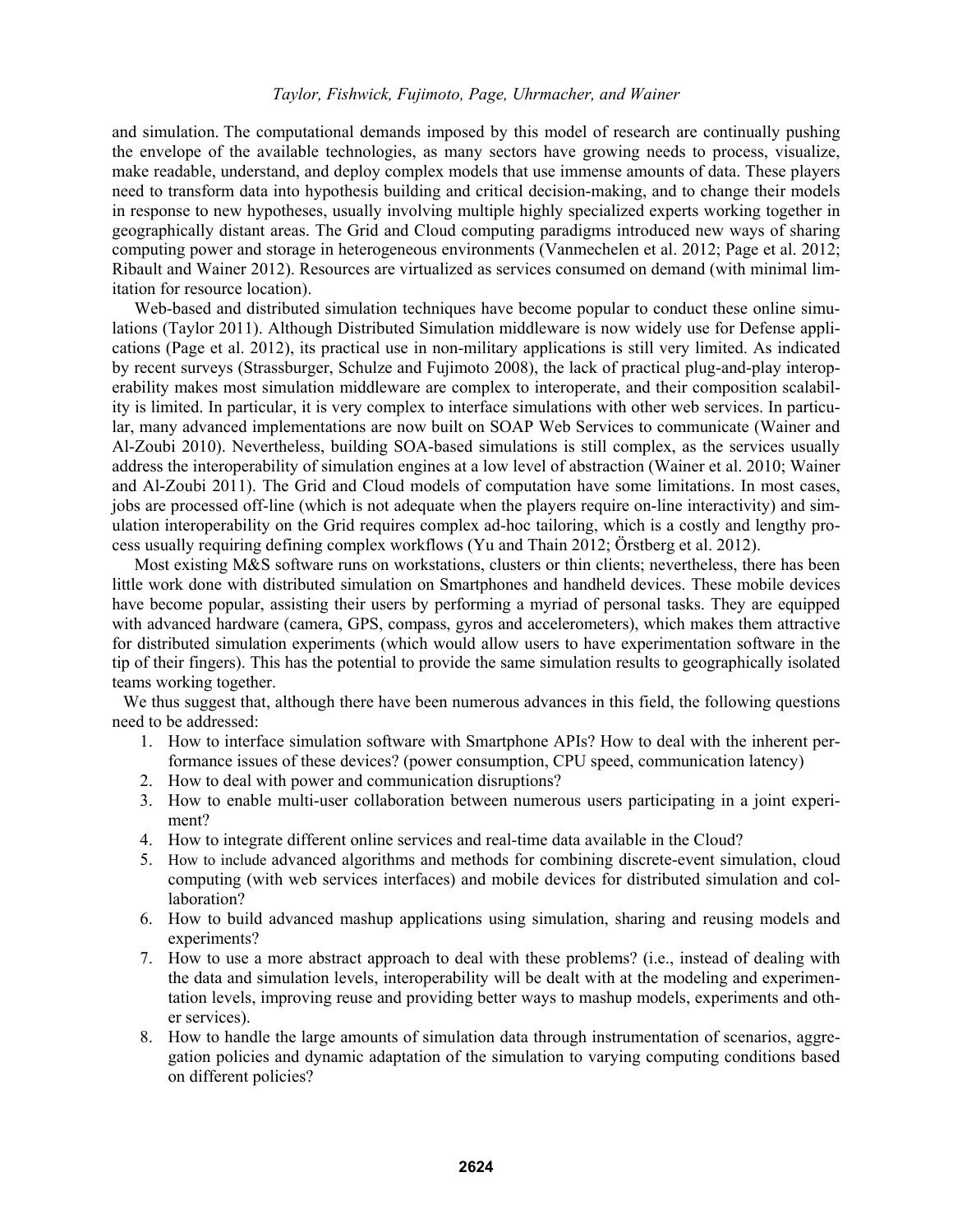and simulation. The computational demands imposed by this model of research are continually pushing the envelope of the available technologies, as many sectors have growing needs to process, visualize, make readable, understand, and deploy complex models that use immense amounts of data. These players need to transform data into hypothesis building and critical decision-making, and to change their models in response to new hypotheses, usually involving multiple highly specialized experts working together in geographically distant areas. The Grid and Cloud computing paradigms introduced new ways of sharing computing power and storage in heterogeneous environments (Vanmechelen et al. 2012; Page et al. 2012; Ribault and Wainer 2012). Resources are virtualized as services consumed on demand (with minimal limitation for resource location).

Web-based and distributed simulation techniques have become popular to conduct these online simulations (Taylor 2011). Although Distributed Simulation middleware is now widely use for Defense applications (Page et al. 2012), its practical use in non-military applications is still very limited. As indicated by recent surveys (Strassburger, Schulze and Fujimoto 2008), the lack of practical plug-and-play interoperability makes most simulation middleware are complex to interoperate, and their composition scalability is limited. In particular, it is very complex to interface simulations with other web services. In particular, many advanced implementations are now built on SOAP Web Services to communicate (Wainer and Al-Zoubi 2010). Nevertheless, building SOA-based simulations is still complex, as the services usually address the interoperability of simulation engines at a low level of abstraction (Wainer et al. 2010; Wainer and Al-Zoubi 2011). The Grid and Cloud models of computation have some limitations. In most cases, jobs are processed off-line (which is not adequate when the players require on-line interactivity) and simulation interoperability on the Grid requires complex ad-hoc tailoring, which is a costly and lengthy process usually requiring defining complex workflows (Yu and Thain 2012; Örstberg et al. 2012).

Most existing M&S software runs on workstations, clusters or thin clients; nevertheless, there has been little work done with distributed simulation on Smartphones and handheld devices. These mobile devices have become popular, assisting their users by performing a myriad of personal tasks. They are equipped with advanced hardware (camera, GPS, compass, gyros and accelerometers), which makes them attractive for distributed simulation experiments (which would allow users to have experimentation software in the tip of their fingers). This has the potential to provide the same simulation results to geographically isolated teams working together.

We thus suggest that, although there have been numerous advances in this field, the following questions need to be addressed:

1. How to interface simulation software with Smartphone APIs? How to deal with the inherent performance issues of these devices? (power consumption, CPU speed, communication latency)
2. How to deal with power and communication disruptions?
3. How to enable multi-user collaboration between numerous users participating in a joint experiment?
4. How to integrate different online services and real-time data available in the Cloud?
5. How to include advanced algorithms and methods for combining discrete-event simulation, cloud computing (with web services interfaces) and mobile devices for distributed simulation and collaboration?
6. How to build advanced mashup applications using simulation, sharing and reusing models and experiments?
7. How to use a more abstract approach to deal with these problems? (i.e., instead of dealing with the data and simulation levels, interoperability will be dealt with at the modeling and experimentation levels, improving reuse and providing better ways to mashup models, experiments and other services).
8. How to handle the large amounts of simulation data through instrumentation of scenarios, aggregation policies and dynamic adaptation of the simulation to varying computing conditions based on different policies?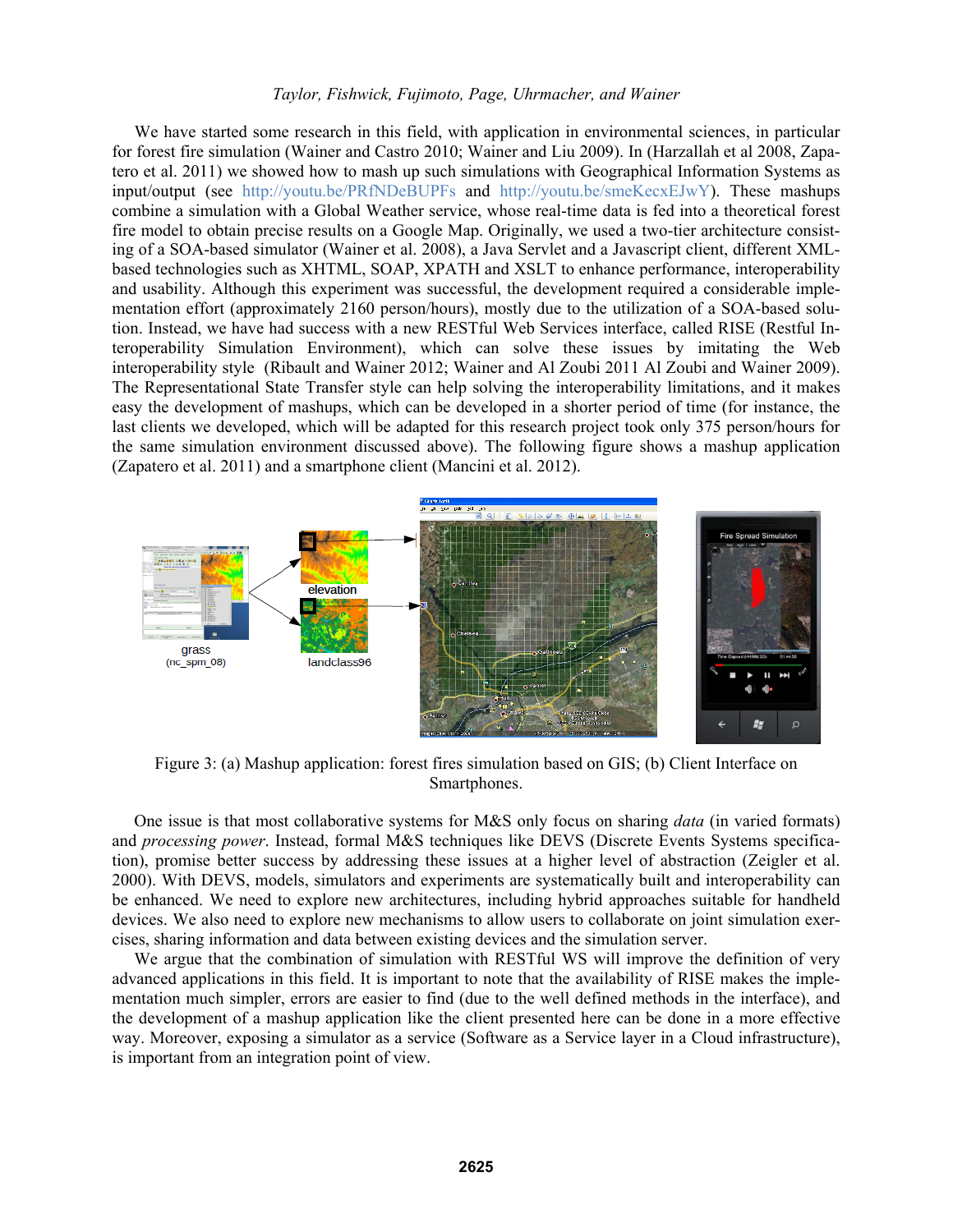We have started some research in this field, with application in environmental sciences, in particular for forest fire simulation (Wainer and Castro 2010; Wainer and Liu 2009). In (Harzallah et al 2008, Zapatero et al. 2011) we showed how to mash up such simulations with Geographical Information Systems as input/output (see http://youtu.be/PRfNDeBUPFs and http://youtu.be/smeKecxEJwY). These mashups combine a simulation with a Global Weather service, whose real-time data is fed into a theoretical forest fire model to obtain precise results on a Google Map. Originally, we used a two-tier architecture consisting of a SOA-based simulator (Wainer et al. 2008), a Java Servlet and a Javascript client, different XML-based technologies such as XHTML, SOAP, XPATH and XSLT to enhance performance, interoperability and usability. Although this experiment was successful, the development required a considerable implementation effort (approximately 2160 person/hours), mostly due to the utilization of a SOA-based solution. Instead, we have had success with a new RESTful Web Services interface, called RISE (Restful Interoperability Simulation Environment), which can solve these issues by imitating the Web interoperability style (Ribault and Wainer 2012; Wainer and Al Zoubi 2011 Al Zoubi and Wainer 2009). The Representational State Transfer style can help solving the interoperability limitations, and it makes easy the development of mashups, which can be developed in a shorter period of time (for instance, the last clients we developed, which will be adapted for this research project took only 375 person/hours for the same simulation environment discussed above). The following figure shows a mashup application (Zapatero et al. 2011) and a smartphone client (Mancini et al. 2012).

Figure 3: (a) Mashup application: forest fires simulation based on GIS; (b) Client Interface on Smartphones.

One issue is that most collaborative systems for M&S only focus on sharing *data* (in varied formats) and *processing power*. Instead, formal M&S techniques like DEVS (Discrete Events Systems specification), promise better success by addressing these issues at a higher level of abstraction (Zeigler et al. 2000). With DEVS, models, simulators and experiments are systematically built and interoperability can be enhanced. We need to explore new architectures, including hybrid approaches suitable for handheld devices. We also need to explore new mechanisms to allow users to collaborate on joint simulation exercises, sharing information and data between existing devices and the simulation server.

We argue that the combination of simulation with RESTful WS will improve the definition of very advanced applications in this field. It is important to note that the availability of RISE makes the implementation much simpler, errors are easier to find (due to the well defined methods in the interface), and the development of a mashup application like the client presented here can be done in a more effective way. Moreover, exposing a simulator as a service (Software as a Service layer in a Cloud infrastructure), is important from an integration point of view.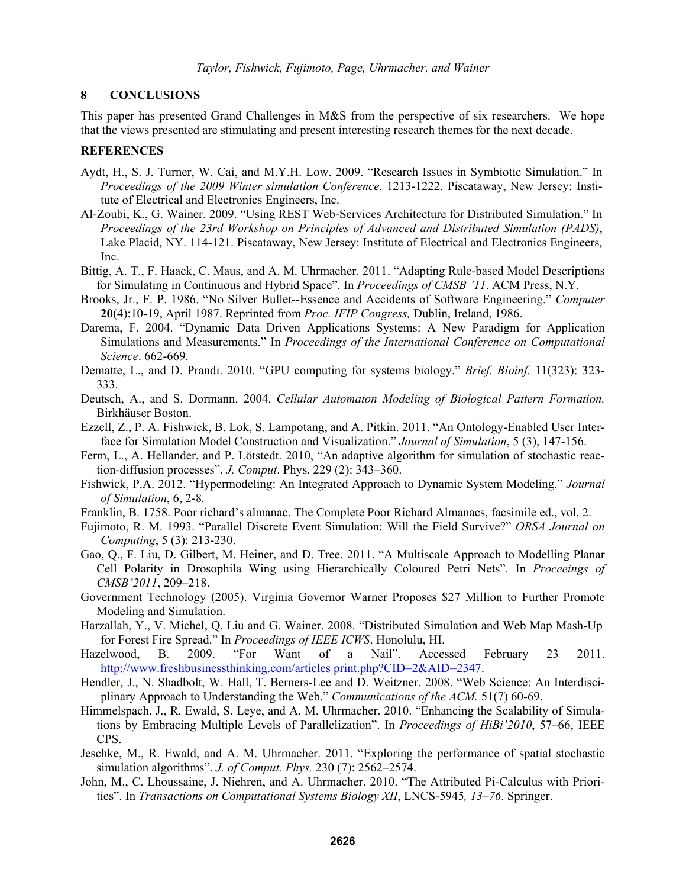## 8 CONCLUSIONS

This paper has presented Grand Challenges in M&S from the perspective of six researchers. We hope that the views presented are stimulating and present interesting research themes for the next decade.

## REFERENCES

Aydt, H., S. J. Turner, W. Cai, and M.Y.H. Low. 2009. "Research Issues in Symbiotic Simulation." In *Proceedings of the 2009 Winter simulation Conference*. 1213-1222. Piscataway, New Jersey: Institute of Electrical and Electronics Engineers, Inc.

Al-Zoubi, K., G. Wainer. 2009. "Using REST Web-Services Architecture for Distributed Simulation." In *Proceedings of the 23rd Workshop on Principles of Advanced and Distributed Simulation (PADS)*, Lake Placid, NY. 114-121. Piscataway, New Jersey: Institute of Electrical and Electronics Engineers, Inc.

Bittig, A. T., F. Haack, C. Maus, and A. M. Uhrmacher. 2011. "Adapting Rule-based Model Descriptions for Simulating in Continuous and Hybrid Space". In *Proceedings of CMSB '11*. ACM Press, N.Y.

Brooks, Jr., F. P. 1986. "No Silver Bullet--Essence and Accidents of Software Engineering." *Computer* **20**(4):10-19, April 1987. Reprinted from *Proc. IFIP Congress,* Dublin, Ireland, 1986.

Darema, F. 2004. "Dynamic Data Driven Applications Systems: A New Paradigm for Application Simulations and Measurements." In *Proceedings of the International Conference on Computational Science*. 662-669.

Dematte, L., and D. Prandi. 2010. "GPU computing for systems biology." *Brief. Bioinf.* 11(323): 323-333.

Deutsch, A., and S. Dormann. 2004. *Cellular Automaton Modeling of Biological Pattern Formation.* Birkhäuser Boston.

Ezzell, Z., P. A. Fishwick, B. Lok, S. Lampotang, and A. Pitkin. 2011. "An Ontology-Enabled User Interface for Simulation Model Construction and Visualization." *Journal of Simulation*, 5 (3), 147-156.

Ferm, L., A. Hellander, and P. Lötstedt. 2010, "An adaptive algorithm for simulation of stochastic reaction-diffusion processes". *J. Comput*. Phys. 229 (2): 343–360.

Fishwick, P.A. 2012. "Hypermodeling: An Integrated Approach to Dynamic System Modeling." *Journal of Simulation*, 6, 2-8*.*

Franklin, B. 1758. Poor richard's almanac. The Complete Poor Richard Almanacs, facsimile ed., vol. 2.

Fujimoto, R. M. 1993. "Parallel Discrete Event Simulation: Will the Field Survive?" *ORSA Journal on Computing*, 5 (3): 213-230.

Gao, Q., F. Liu, D. Gilbert, M. Heiner, and D. Tree. 2011. "A Multiscale Approach to Modelling Planar Cell Polarity in Drosophila Wing using Hierarchically Coloured Petri Nets". In *Proceeings of CMSB'2011*, 209–218.

Government Technology (2005). Virginia Governor Warner Proposes $27 Million to Further Promote Modeling and Simulation.

Harzallah, Y., V. Michel, Q. Liu and G. Wainer. 2008. "Distributed Simulation and Web Map Mash-Up for Forest Fire Spread." In *Proceedings of IEEE ICWS*. Honolulu, HI.

Hazelwood, B. 2009. "For Want of a Nail". Accessed February 23 2011. http://www.freshbusinessthinking.com/articles print.php?CID=2&AID=2347.

Hendler, J., N. Shadbolt, W. Hall, T. Berners-Lee and D. Weitzner. 2008. "Web Science: An Interdisciplinary Approach to Understanding the Web." *Communications of the ACM.* 51(7) 60-69.

Himmelspach, J., R. Ewald, S. Leye, and A. M. Uhrmacher. 2010. "Enhancing the Scalability of Simulations by Embracing Multiple Levels of Parallelization". In *Proceedings of HiBi'2010*, 57–66, IEEE CPS.

Jeschke, M., R. Ewald, and A. M. Uhrmacher. 2011. "Exploring the performance of spatial stochastic simulation algorithms". *J. of Comput. Phys.* 230 (7): 2562–2574.

John, M., C. Lhoussaine, J. Niehren, and A. Uhrmacher. 2010. "The Attributed Pi-Calculus with Priorities". In *Transactions on Computational Systems Biology XII*, LNCS-5945*, 13–76*. Springer.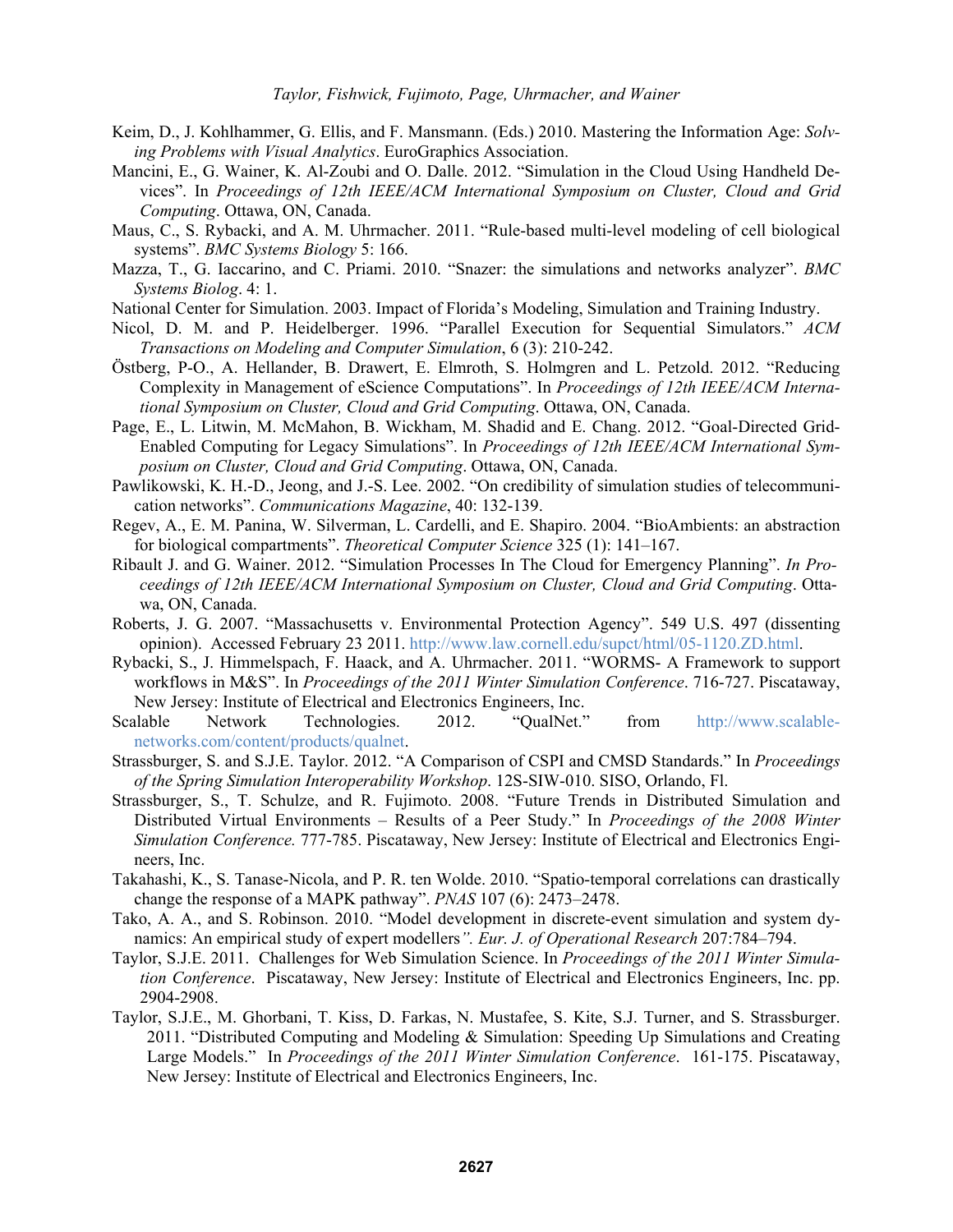Keim, D., J. Kohlhammer, G. Ellis, and F. Mansmann. (Eds.) 2010. Mastering the Information Age: *Solving Problems with Visual Analytics*. EuroGraphics Association.

Mancini, E., G. Wainer, K. Al-Zoubi and O. Dalle. 2012. "Simulation in the Cloud Using Handheld Devices". In *Proceedings of 12th IEEE/ACM International Symposium on Cluster, Cloud and Grid Computing*. Ottawa, ON, Canada.

Maus, C., S. Rybacki, and A. M. Uhrmacher. 2011. "Rule-based multi-level modeling of cell biological systems". *BMC Systems Biology* 5: 166.

Mazza, T., G. Iaccarino, and C. Priami. 2010. "Snazer: the simulations and networks analyzer". *BMC Systems Biolog*. 4: 1.

National Center for Simulation. 2003. Impact of Florida's Modeling, Simulation and Training Industry.

Nicol, D. M. and P. Heidelberger. 1996. "Parallel Execution for Sequential Simulators." *ACM Transactions on Modeling and Computer Simulation*, 6 (3): 210-242.

Östberg, P-O., A. Hellander, B. Drawert, E. Elmroth, S. Holmgren and L. Petzold. 2012. "Reducing Complexity in Management of eScience Computations". In *Proceedings of 12th IEEE/ACM International Symposium on Cluster, Cloud and Grid Computing*. Ottawa, ON, Canada.

Page, E., L. Litwin, M. McMahon, B. Wickham, M. Shadid and E. Chang. 2012. "Goal-Directed Grid-Enabled Computing for Legacy Simulations". In *Proceedings of 12th IEEE/ACM International Symposium on Cluster, Cloud and Grid Computing*. Ottawa, ON, Canada.

Pawlikowski, K. H.-D., Jeong, and J.-S. Lee. 2002. "On credibility of simulation studies of telecommunication networks". *Communications Magazine*, 40: 132-139.

Regev, A., E. M. Panina, W. Silverman, L. Cardelli, and E. Shapiro. 2004. "BioAmbients: an abstraction for biological compartments". *Theoretical Computer Science* 325 (1): 141–167.

Ribault J. and G. Wainer. 2012. "Simulation Processes In The Cloud for Emergency Planning". *In Proceedings of 12th IEEE/ACM International Symposium on Cluster, Cloud and Grid Computing*. Ottawa, ON, Canada.

Roberts, J. G. 2007. "Massachusetts v. Environmental Protection Agency". 549 U.S. 497 (dissenting opinion). Accessed February 23 2011. http://www.law.cornell.edu/supct/html/05-1120.ZD.html.

Rybacki, S., J. Himmelspach, F. Haack, and A. Uhrmacher. 2011. "WORMS- A Framework to support workflows in M&S". In *Proceedings of the 2011 Winter Simulation Conference*. 716-727. Piscataway, New Jersey: Institute of Electrical and Electronics Engineers, Inc.

Scalable Network Technologies. 2012. "QualNet." from http://www.scalable-networks.com/content/products/qualnet.

Strassburger, S. and S.J.E. Taylor. 2012. "A Comparison of CSPI and CMSD Standards." In *Proceedings of the Spring Simulation Interoperability Workshop*. 12S-SIW-010. SISO, Orlando, Fl.

Strassburger, S., T. Schulze, and R. Fujimoto. 2008. "Future Trends in Distributed Simulation and Distributed Virtual Environments – Results of a Peer Study." In *Proceedings of the 2008 Winter Simulation Conference.* 777-785. Piscataway, New Jersey: Institute of Electrical and Electronics Engineers, Inc.

Takahashi, K., S. Tanase-Nicola, and P. R. ten Wolde. 2010. "Spatio-temporal correlations can drastically change the response of a MAPK pathway". *PNAS* 107 (6): 2473–2478.

Tako, A. A., and S. Robinson. 2010. "Model development in discrete-event simulation and system dynamics: An empirical study of expert modellers*". Eur. J. of Operational Research* 207:784–794.

Taylor, S.J.E. 2011. Challenges for Web Simulation Science. In *Proceedings of the 2011 Winter Simulation Conference*. Piscataway, New Jersey: Institute of Electrical and Electronics Engineers, Inc. pp. 2904-2908.

Taylor, S.J.E., M. Ghorbani, T. Kiss, D. Farkas, N. Mustafee, S. Kite, S.J. Turner, and S. Strassburger. 2011. "Distributed Computing and Modeling & Simulation: Speeding Up Simulations and Creating Large Models." In *Proceedings of the 2011 Winter Simulation Conference*. 161-175. Piscataway, New Jersey: Institute of Electrical and Electronics Engineers, Inc.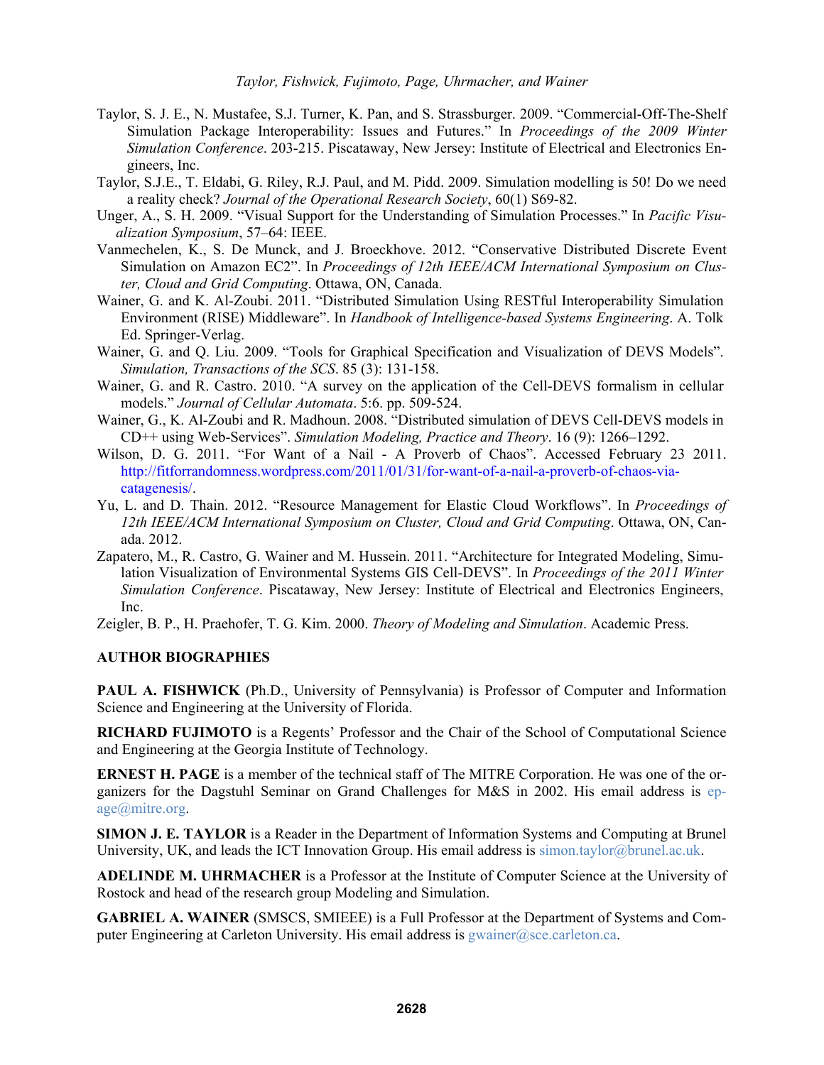Taylor, S. J. E., N. Mustafee, S.J. Turner, K. Pan, and S. Strassburger. 2009. "Commercial-Off-The-Shelf Simulation Package Interoperability: Issues and Futures." In *Proceedings of the 2009 Winter Simulation Conference*. 203-215. Piscataway, New Jersey: Institute of Electrical and Electronics Engineers, Inc.

Taylor, S.J.E., T. Eldabi, G. Riley, R.J. Paul, and M. Pidd. 2009. Simulation modelling is 50! Do we need a reality check? *Journal of the Operational Research Society*, 60(1) S69-82.

Unger, A., S. H. 2009. "Visual Support for the Understanding of Simulation Processes." In *Pacific Visualization Symposium*, 57–64: IEEE.

Vanmechelen, K., S. De Munck, and J. Broeckhove. 2012. "Conservative Distributed Discrete Event Simulation on Amazon EC2". In *Proceedings of 12th IEEE/ACM International Symposium on Cluster, Cloud and Grid Computing*. Ottawa, ON, Canada.

Wainer, G. and K. Al-Zoubi. 2011. "Distributed Simulation Using RESTful Interoperability Simulation Environment (RISE) Middleware". In *Handbook of Intelligence-based Systems Engineering*. A. Tolk Ed. Springer-Verlag.

Wainer, G. and Q. Liu. 2009. "Tools for Graphical Specification and Visualization of DEVS Models". *Simulation, Transactions of the SCS*. 85 (3): 131-158.

Wainer, G. and R. Castro. 2010. "A survey on the application of the Cell-DEVS formalism in cellular models." *Journal of Cellular Automata*. 5:6. pp. 509-524.

Wainer, G., K. Al-Zoubi and R. Madhoun. 2008. "Distributed simulation of DEVS Cell-DEVS models in CD++ using Web-Services". *Simulation Modeling, Practice and Theory*. 16 (9): 1266–1292.

Wilson, D. G. 2011. "For Want of a Nail - A Proverb of Chaos". Accessed February 23 2011. http://fitforrandomness.wordpress.com/2011/01/31/for-want-of-a-nail-a-proverb-of-chaos-via-catagenesis/.

Yu, L. and D. Thain. 2012. "Resource Management for Elastic Cloud Workflows". In *Proceedings of 12th IEEE/ACM International Symposium on Cluster, Cloud and Grid Computing*. Ottawa, ON, Canada. 2012.

Zapatero, M., R. Castro, G. Wainer and M. Hussein. 2011. "Architecture for Integrated Modeling, Simulation Visualization of Environmental Systems GIS Cell-DEVS". In *Proceedings of the 2011 Winter Simulation Conference*. Piscataway, New Jersey: Institute of Electrical and Electronics Engineers, Inc.

Zeigler, B. P., H. Praehofer, T. G. Kim. 2000. *Theory of Modeling and Simulation*. Academic Press.

## AUTHOR BIOGRAPHIES

**PAUL A. FISHWICK** (Ph.D., University of Pennsylvania) is Professor of Computer and Information Science and Engineering at the University of Florida.

**RICHARD FUJIMOTO** is a Regents' Professor and the Chair of the School of Computational Science and Engineering at the Georgia Institute of Technology.

**ERNEST H. PAGE** is a member of the technical staff of The MITRE Corporation. He was one of the organizers for the Dagstuhl Seminar on Grand Challenges for M&S in 2002. His email address is epage@mitre.org.

**SIMON J. E. TAYLOR** is a Reader in the Department of Information Systems and Computing at Brunel University, UK, and leads the ICT Innovation Group. His email address is simon.taylor@brunel.ac.uk.

**ADELINDE M. UHRMACHER** is a Professor at the Institute of Computer Science at the University of Rostock and head of the research group Modeling and Simulation.

**GABRIEL A. WAINER** (SMSCS, SMIEEE) is a Full Professor at the Department of Systems and Computer Engineering at Carleton University. His email address is gwainer@sce.carleton.ca.